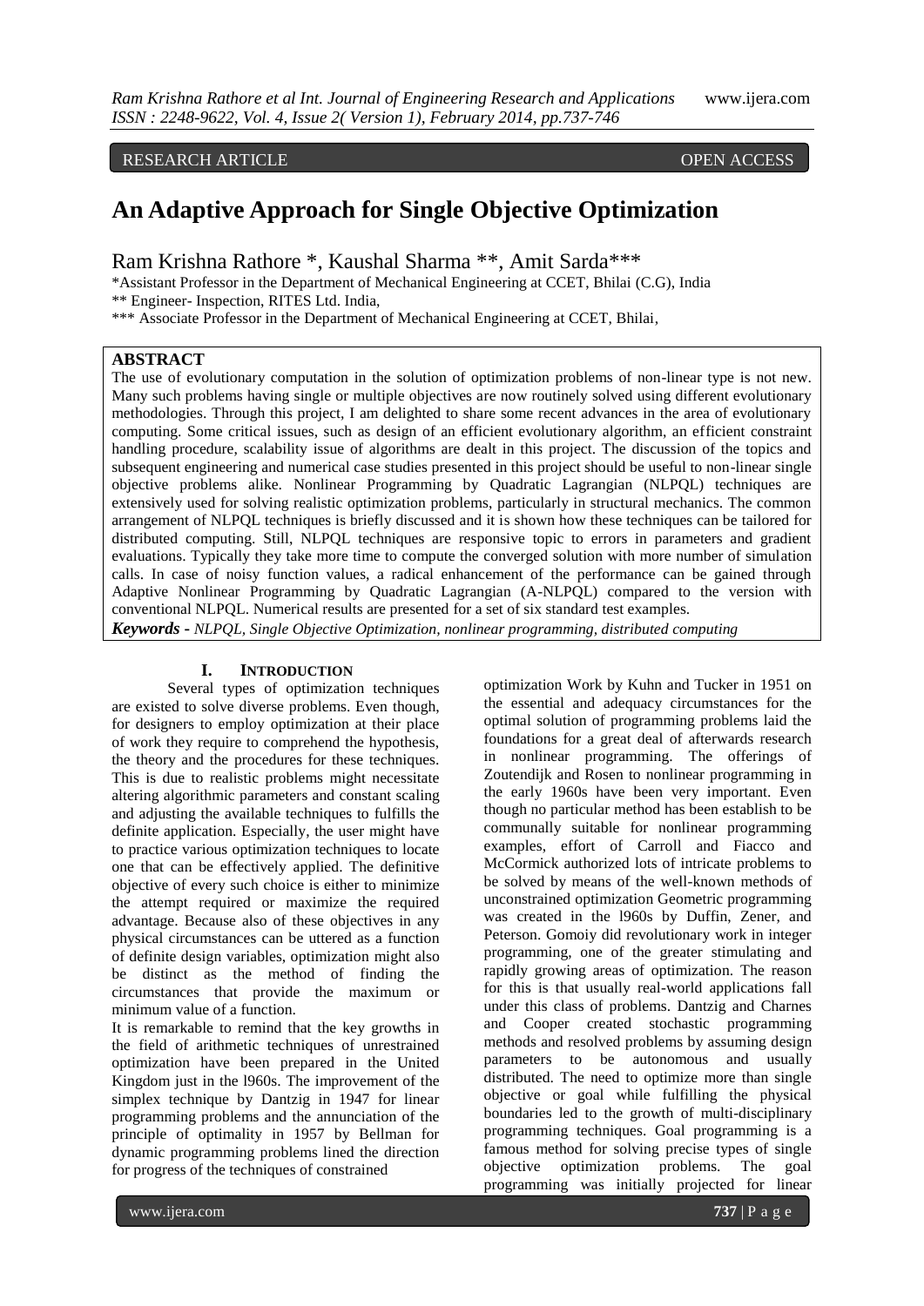RESEARCH ARTICLE OPEN ACCESS

# An Adaptive Approach for Single Objective Optimization

Ram Krishna Rathore *, Kaushal Sharma **, Amit Sarda***

*Assistant Professor in the Department of Mechanical Engineering at CCET, Bhilai (C.G), India

** Engineer- Inspection, RITES Ltd. India,

*** Associate Professor in the Department of Mechanical Engineering at CCET, Bhilai,

## ABSTRACT

The use of evolutionary computation in the solution of optimization problems of non-linear type is not new. Many such problems having single or multiple objectives are now routinely solved using different evolutionary methodologies. Through this project, I am delighted to share some recent advances in the area of evolutionary computing. Some critical issues, such as design of an efficient evolutionary algorithm, an efficient constraint handling procedure, scalability issue of algorithms are dealt in this project. The discussion of the topics and subsequent engineering and numerical case studies presented in this project should be useful to non-linear single objective problems alike. Nonlinear Programming by Quadratic Lagrangian (NLPQL) techniques are extensively used for solving realistic optimization problems, particularly in structural mechanics. The common arrangement of NLPQL techniques is briefly discussed and it is shown how these techniques can be tailored for distributed computing. Still, NLPQL techniques are responsive topic to errors in parameters and gradient evaluations. Typically they take more time to compute the converged solution with more number of simulation calls. In case of noisy function values, a radical enhancement of the performance can be gained through Adaptive Nonlinear Programming by Quadratic Lagrangian (A-NLPQL) compared to the version with conventional NLPQL. Numerical results are presented for a set of six standard test examples.

***Keywords -*** *NLPQL, Single Objective Optimization, nonlinear programming, distributed computing*

## I. INTRODUCTION

Several types of optimization techniques are existed to solve diverse problems. Even though, for designers to employ optimization at their place of work they require to comprehend the hypothesis, the theory and the procedures for these techniques. This is due to realistic problems might necessitate altering algorithmic parameters and constant scaling and adjusting the available techniques to fulfills the definite application. Especially, the user might have to practice various optimization techniques to locate one that can be effectively applied. The definitive objective of every such choice is either to minimize the attempt required or maximize the required advantage. Because also of these objectives in any physical circumstances can be uttered as a function of definite design variables, optimization might also be distinct as the method of finding the circumstances that provide the maximum or minimum value of a function.

It is remarkable to remind that the key growths in the field of arithmetic techniques of unrestrained optimization have been prepared in the United Kingdom just in the l960s. The improvement of the simplex technique by Dantzig in 1947 for linear programming problems and the annunciation of the principle of optimality in 1957 by Bellman for dynamic programming problems lined the direction for progress of the techniques of constrained optimization Work by Kuhn and Tucker in 1951 on the essential and adequacy circumstances for the optimal solution of programming problems laid the foundations for a great deal of afterwards research in nonlinear programming. The offerings of Zoutendijk and Rosen to nonlinear programming in the early 1960s have been very important. Even though no particular method has been establish to be communally suitable for nonlinear programming examples, effort of Carroll and Fiacco and McCormick authorized lots of intricate problems to be solved by means of the well-known methods of unconstrained optimization Geometric programming was created in the l960s by Duffin, Zener, and Peterson. Gomoiy did revolutionary work in integer programming, one of the greater stimulating and rapidly growing areas of optimization. The reason for this is that usually real-world applications fall under this class of problems. Dantzig and Charnes and Cooper created stochastic programming methods and resolved problems by assuming design parameters to be autonomous and usually distributed. The need to optimize more than single objective or goal while fulfilling the physical boundaries led to the growth of multi-disciplinary programming techniques. Goal programming is a famous method for solving precise types of single objective optimization problems. The goal programming was initially projected for linear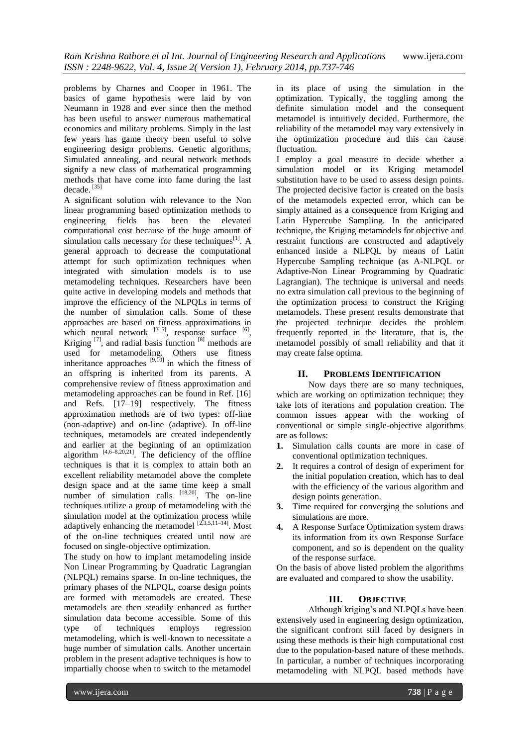problems by Charnes and Cooper in 1961. The basics of game hypothesis were laid by von Neumann in 1928 and ever since then the method has been useful to answer numerous mathematical economics and military problems. Simply in the last few years has game theory been useful to solve engineering design problems. Genetic algorithms, Simulated annealing, and neural network methods signify a new class of mathematical programming methods that have come into fame during the last decade. [35]

A significant solution with relevance to the Non linear programming based optimization methods to engineering fields has been the elevated computational cost because of the huge amount of simulation calls necessary for these techniques[1]. A general approach to decrease the computational attempt for such optimization techniques when integrated with simulation models is to use metamodeling techniques. Researchers have been quite active in developing models and methods that improve the efficiency of the NLPQLs in terms of the number of simulation calls. Some of these approaches are based on fitness approximations in which neural network [3–5], response surface [6], Kriging [7], and radial basis function [8] methods are used for metamodeling. Others use fitness inheritance approaches [9,10] in which the fitness of an offspring is inherited from its parents. A comprehensive review of fitness approximation and metamodeling approaches can be found in Ref. [16] and Refs. [17–19] respectively. The fitness approximation methods are of two types: off-line (non-adaptive) and on-line (adaptive). In off-line techniques, metamodels are created independently and earlier at the beginning of an optimization algorithm [4,6–8,20,21]. The deficiency of the offline techniques is that it is complex to attain both an excellent reliability metamodel above the complete design space and at the same time keep a small number of simulation calls [18,20]. The on-line techniques utilize a group of metamodeling with the simulation model at the optimization process while adaptively enhancing the metamodel [2,3,5,11–14]. Most of the on-line techniques created until now are focused on single-objective optimization.

The study on how to implant metamodeling inside Non Linear Programming by Quadratic Lagrangian (NLPQL) remains sparse. In on-line techniques, the primary phases of the NLPQL, coarse design points are formed with metamodels are created. These metamodels are then steadily enhanced as further simulation data become accessible. Some of this type of techniques employs regression metamodeling, which is well-known to necessitate a huge number of simulation calls. Another uncertain problem in the present adaptive techniques is how to impartially choose when to switch to the metamodel in its place of using the simulation in the optimization. Typically, the toggling among the definite simulation model and the consequent metamodel is intuitively decided. Furthermore, the reliability of the metamodel may vary extensively in the optimization procedure and this can cause fluctuation.

I employ a goal measure to decide whether a simulation model or its Kriging metamodel substitution have to be used to assess design points. The projected decisive factor is created on the basis of the metamodels expected error, which can be simply attained as a consequence from Kriging and Latin Hypercube Sampling. In the anticipated technique, the Kriging metamodels for objective and restraint functions are constructed and adaptively enhanced inside a NLPQL by means of Latin Hypercube Sampling technique (as A-NLPQL or Adaptive-Non Linear Programming by Quadratic Lagrangian). The technique is universal and needs no extra simulation call previous to the beginning of the optimization process to construct the Kriging metamodels. These present results demonstrate that the projected technique decides the problem frequently reported in the literature, that is, the metamodel possibly of small reliability and that it may create false optima.

## II. PROBLEMS IDENTIFICATION

Now days there are so many techniques, which are working on optimization technique; they take lots of iterations and population creation. The common issues appear with the working of conventional or simple single-objective algorithms are as follows:

1. Simulation calls counts are more in case of conventional optimization techniques.
2. It requires a control of design of experiment for the initial population creation, which has to deal with the efficiency of the various algorithm and design points generation.
3. Time required for converging the solutions and simulations are more.
4. A Response Surface Optimization system draws its information from its own Response Surface component, and so is dependent on the quality of the response surface.

On the basis of above listed problem the algorithms are evaluated and compared to show the usability.

## III. OBJECTIVE

Although kriging's and NLPQLs have been extensively used in engineering design optimization, the significant confront still faced by designers in using these methods is their high computational cost due to the population-based nature of these methods. In particular, a number of techniques incorporating metamodeling with NLPQL based methods have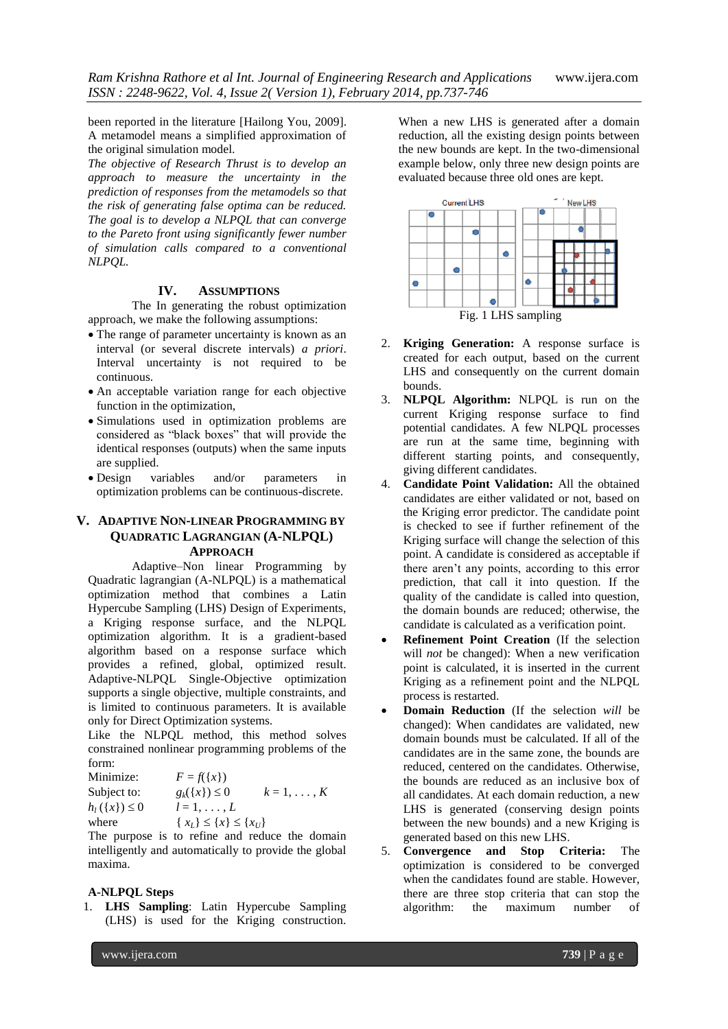been reported in the literature [Hailong You, 2009]. A metamodel means a simplified approximation of the original simulation model.

*The objective of Research Thrust is to develop an approach to measure the uncertainty in the prediction of responses from the metamodels so that the risk of generating false optima can be reduced. The goal is to develop a NLPQL that can converge to the Pareto front using significantly fewer number of simulation calls compared to a conventional NLPQL.*

## IV. ASSUMPTIONS

The In generating the robust optimization approach, we make the following assumptions:

- The range of parameter uncertainty is known as an interval (or several discrete intervals) *a priori*. Interval uncertainty is not required to be continuous.
- An acceptable variation range for each objective function in the optimization,
- Simulations used in optimization problems are considered as "black boxes" that will provide the identical responses (outputs) when the same inputs are supplied.
- Design variables and/or parameters in optimization problems can be continuous-discrete.

## V. ADAPTIVE NON-LINEAR PROGRAMMING BY QUADRATIC LAGRANGIAN (A-NLPQL) APPROACH

Adaptive–Non linear Programming by Quadratic lagrangian (A-NLPQL) is a mathematical optimization method that combines a Latin Hypercube Sampling (LHS) Design of Experiments, a Kriging response surface, and the NLPQL optimization algorithm. It is a gradient-based algorithm based on a response surface which provides a refined, global, optimized result. Adaptive-NLPQL Single-Objective optimization supports a single objective, multiple constraints, and is limited to continuous parameters. It is available only for Direct Optimization systems.

Like the NLPQL method, this method solves constrained nonlinear programming problems of the form:

Minimize: $F = f(\{x\})$

Subject to: $g_k(\{x\}) \leq 0 \quad k = 1, \ldots, K$

$h_l(\{x\}) \leq 0 \quad l = 1, \ldots, L$

where $\{x_L\} \leq \{x\} \leq \{x_U\}$

The purpose is to refine and reduce the domain intelligently and automatically to provide the global maxima.

**A-NLPQL Steps**

1. **LHS Sampling**: Latin Hypercube Sampling (LHS) is used for the Kriging construction. When a new LHS is generated after a domain reduction, all the existing design points between the new bounds are kept. In the two-dimensional example below, only three new design points are evaluated because three old ones are kept.

Fig. 1 LHS sampling

2. **Kriging Generation:** A response surface is created for each output, based on the current LHS and consequently on the current domain bounds.
3. **NLPQL Algorithm:** NLPQL is run on the current Kriging response surface to find potential candidates. A few NLPQL processes are run at the same time, beginning with different starting points, and consequently, giving different candidates.
4. **Candidate Point Validation:** All the obtained candidates are either validated or not, based on the Kriging error predictor. The candidate point is checked to see if further refinement of the Kriging surface will change the selection of this point. A candidate is considered as acceptable if there aren't any points, according to this error prediction, that call it into question. If the quality of the candidate is called into question, the domain bounds are reduced; otherwise, the candidate is calculated as a verification point.

- **Refinement Point Creation** (If the selection will *not* be changed): When a new verification point is calculated, it is inserted in the current Kriging as a refinement point and the NLPQL process is restarted.
- **Domain Reduction** (If the selection *will* be changed): When candidates are validated, new domain bounds must be calculated. If all of the candidates are in the same zone, the bounds are reduced, centered on the candidates. Otherwise, the bounds are reduced as an inclusive box of all candidates. At each domain reduction, a new LHS is generated (conserving design points between the new bounds) and a new Kriging is generated based on this new LHS.

5. **Convergence and Stop Criteria:** The optimization is considered to be converged when the candidates found are stable. However, there are three stop criteria that can stop the algorithm: the maximum number of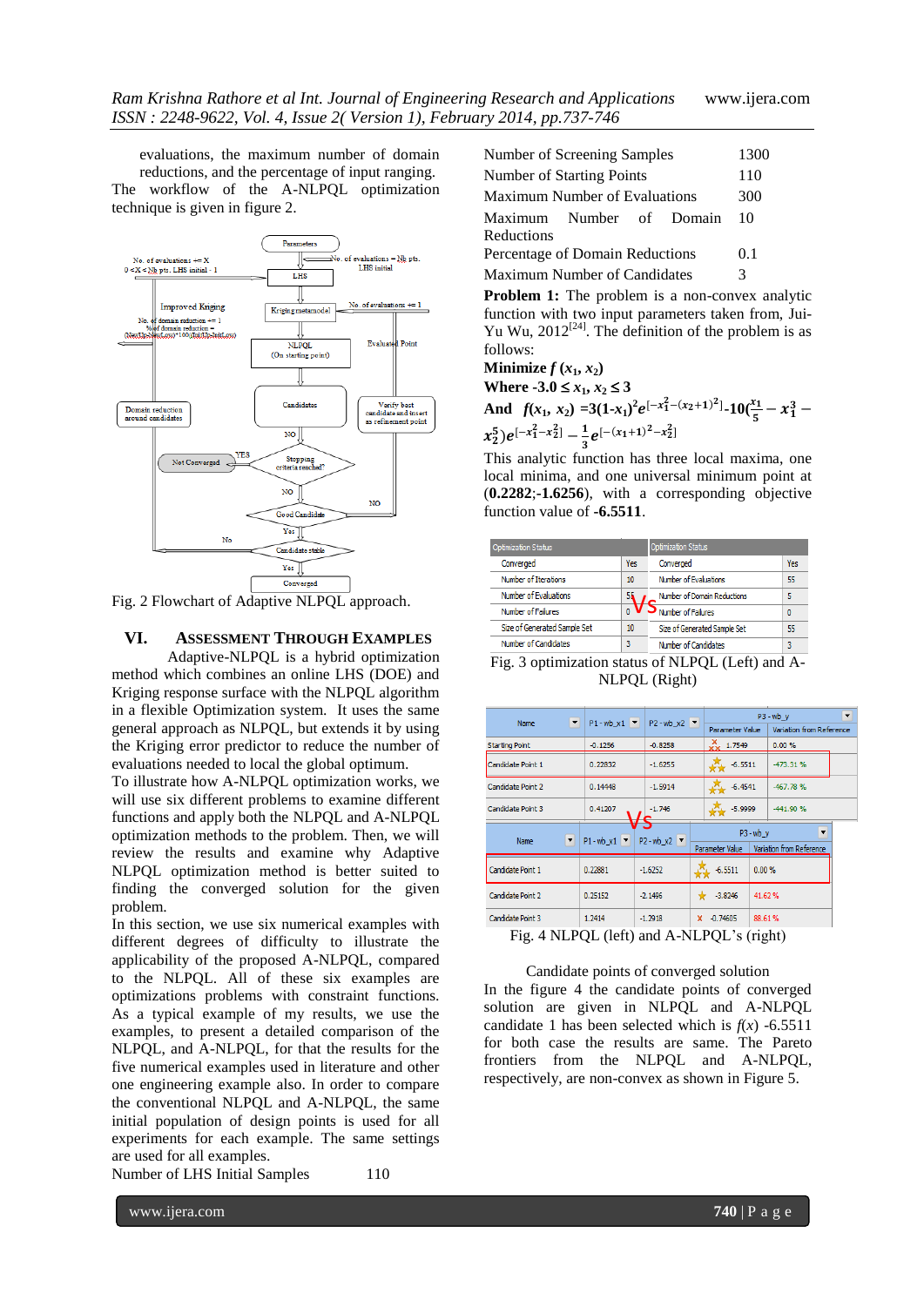evaluations, the maximum number of domain reductions, and the percentage of input ranging. The workflow of the A-NLPQL optimization technique is given in figure 2.

Fig. 2 Flowchart of Adaptive NLPQL approach.

## VI. Assessment Through Examples

Adaptive-NLPQL is a hybrid optimization method which combines an online LHS (DOE) and Kriging response surface with the NLPQL algorithm in a flexible Optimization system. It uses the same general approach as NLPQL, but extends it by using the Kriging error predictor to reduce the number of evaluations needed to local the global optimum.

To illustrate how A-NLPQL optimization works, we will use six different problems to examine different functions and apply both the NLPQL and A-NLPQL optimization methods to the problem. Then, we will review the results and examine why Adaptive NLPQL optimization method is better suited to finding the converged solution for the given problem.

In this section, we use six numerical examples with different degrees of difficulty to illustrate the applicability of the proposed A-NLPQL, compared to the NLPQL. All of these six examples are optimizations problems with constraint functions. As a typical example of my results, we use the examples, to present a detailed comparison of the NLPQL, and A-NLPQL, for that the results for the five numerical examples used in literature and other one engineering example also. In order to compare the conventional NLPQL and A-NLPQL, the same initial population of design points is used for all experiments for each example. The same settings are used for all examples.

| | |
|---|---|
| Number of LHS Initial Samples | 110 |
| Number of Screening Samples | 1300 |
| Number of Starting Points | 110 |
| Maximum Number of Evaluations | 300 |
| Maximum Number of Domain Reductions | 10 |
| Percentage of Domain Reductions | 0.1 |
| Maximum Number of Candidates | 3 |

**Problem 1:** The problem is a non-convex analytic function with two input parameters taken from, Jui-Yu Wu, 2012[24]. The definition of the problem is as follows:

**Minimize $f(x_1, x_2)$**

**Where $-3.0 \leq x_1, x_2 \leq 3$**

**And** $f(x_1, x_2) = 3(1-x_1)^2 e^{[-x_1^2-(x_2+1)^2]} - 10\left(\frac{x_1}{5} - x_1^3 - x_2^5\right)e^{[-x_1^2-x_2^2]} - \frac{1}{3}e^{[-(x_1+1)^2-x_2^2]}$

This analytic function has three local maxima, one local minima, and one universal minimum point at (**0.2282**;**-1.6256**), with a corresponding objective function value of **-6.5511**.

| Optimization Status | | Optimization Status | |
|---|---|---|---|
| Converged | Yes | Converged | Yes |
| Number of Iterations | 10 | Number of Evaluations | 55 |
| Number of Evaluations | 5? | Number of Domain Reductions | 5 |
| Number of Failures | 0 | Number of Failures | 0 |
| Size of Generated Sample Set | 10 | Size of Generated Sample Set | 55 |
| Number of Candidates | 3 | Number of Candidates | 3 |

Fig. 3 optimization status of NLPQL (Left) and A-NLPQL (Right)

| Name | P1 - wb_x1 | P2 - wb_x2 | P3 - wb_y Parameter Value | P3 - wb_y Variation from Reference |
|---|---|---|---|---|
| Starting Point | -0.1256 | -0.8258 | 1.7549 | 0.00 % |
| Candidate Point 1 | 0.22832 | -1.6255 | -6.5511 | -473.31 % |
| Candidate Point 2 | 0.14448 | -1.5914 | -6.4541 | -467.78 % |
| Candidate Point 3 | 0.41207 | -1.746 | -5.9999 | -441.90 % |

| Name | P1 - wb_x1 | P2 - wb_x2 | P3 - wb_y Parameter Value | P3 - wb_y Variation from Reference |
|---|---|---|---|---|
| Candidate Point 1 | 0.22881 | -1.6252 | -6.5511 | 0.00 % |
| Candidate Point 2 | 0.25152 | -2.1496 | -3.8246 | 41.62 % |
| Candidate Point 3 | 1.2414 | -1.2918 | -0.74605 | 88.61 % |

Fig. 4 NLPQL (left) and A-NLPQL's (right)

Candidate points of converged solution

In the figure 4 the candidate points of converged solution are given in NLPQL and A-NLPQL candidate 1 has been selected which is $f(x)$ -6.5511 for both case the results are same. The Pareto frontiers from the NLPQL and A-NLPQL, respectively, are non-convex as shown in Figure 5.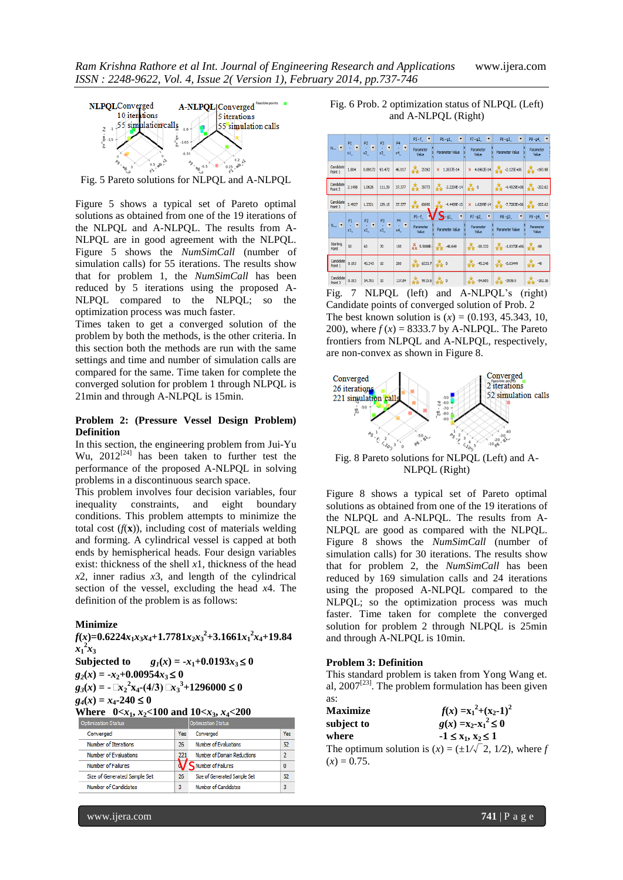Fig. 5 Pareto solutions for NLPQL and A-NLPQL

Figure 5 shows a typical set of Pareto optimal solutions as obtained from one of the 19 iterations of the NLPQL and A-NLPQL. The results from A-NLPQL are in good agreement with the NLPQL. Figure 5 shows the *NumSimCall* (number of simulation calls) for 55 iterations. The result show that for problem 1, the *NumSimCall* has been reduced by 5 iterations using the proposed A-NLPQL compared to the NLPQL; so the optimization process was much faster.

Times taken to get a converged solution of the problem by both the methods, is the other criteria. In this section both the methods are run with the same settings and time and number of simulation calls are compared for the same. Time taken for complete the converged solution for problem 1 through NLPQL is 21min and through A-NLPQL is 15min.

**Problem 2: (Pressure Vessel Design Problem) Definition**

In this section, the engineering problem from Jui-Yu Wu, 2012[24] has been taken to further test the performance of the proposed A-NLPQL in solving problems in a discontinuous search space.

This problem involves four decision variables, four inequality constraints, and eight boundary conditions. This problem attempts to minimize the total cost ($f(\mathbf{x})$), including cost of materials welding and forming. A cylindrical vessel is capped at both ends by hemispherical heads. Four design variables exist: thickness of the shell $x1$, thickness of the head $x2$, inner radius $x3$, and length of the cylindrical section of the vessel, excluding the head $x4$. The definition of the problem is as follows:

**Minimize**

$$f(x)=0.6224x_1x_3x_4+1.7781x_2x_3^2+3.1661x_1^2x_4+19.84x_1^2x_3$$

**Subjected to** $g_1(x) = -x_1+0.0193x_3 \leq 0$

$g_2(x) = -x_2+0.00954x_3 \leq 0$

$g_3(x) = -\pi x_3^2x_4-(4/3)\pi x_3^3+1296000 \leq 0$

$g_4(x) = x_4-240 \leq 0$

**Where** $0<x_1, x_2<100$ and $10<x_3, x_4<200$

| Optimization Status | | Optimization Status | |
|---|---|---|---|
| Converged | Yes | Converged | Yes |
| Number of Iterations | 26 | Number of Evaluations | 52 |
| Number of Evaluations | 221 | Number of Domain Reductions | 2 |
| Number of Failures | 0 | Number of Failures | 0 |
| Size of Generated Sample Set | 26 | Size of Generated Sample Set | 52 |
| Number of Candidates | 3 | Number of Candidates | 3 |

Fig. 6 Prob. 2 optimization status of NLPQL (Left) and A-NLPQL (Right)

Fig. 7 NLPQL (left) and A-NLPQL's (right) Candidate points of converged solution of Prob. 2

The best known solution is $(x) = (0.193, 45.343, 10, 200)$, where $f(x) = 8333.7$ by A-NLPQL. The Pareto frontiers from NLPQL and A-NLPQL, respectively, are non-convex as shown in Figure 8.

Fig. 8 Pareto solutions for NLPQL (Left) and A-NLPQL (Right)

Figure 8 shows a typical set of Pareto optimal solutions as obtained from one of the 19 iterations of the NLPQL and A-NLPQL. The results from A-NLPQL are good as compared with the NLPQL. Figure 8 shows the *NumSimCall* (number of simulation calls) for 30 iterations. The results show that for problem 2, the *NumSimCall* has been reduced by 169 simulation calls and 24 iterations using the proposed A-NLPQL compared to the NLPQL; so the optimization process was much faster. Time taken for complete the converged solution for problem 2 through NLPQL is 25min and through A-NLPQL is 10min.

**Problem 3: Definition**

This standard problem is taken from Yong Wang et. al, 2007[23]. The problem formulation has been given as:

**Maximize** $f(x) = x_1^2+(x_2-1)^2$

**subject to** $g(x) = x_2-x_1^2 \leq 0$

**where** $-1 \leq x_1, x_2 \leq 1$

The optimum solution is $(x) = (\pm 1/\sqrt{2}, 1/2)$, where $f(x) = 0.75$.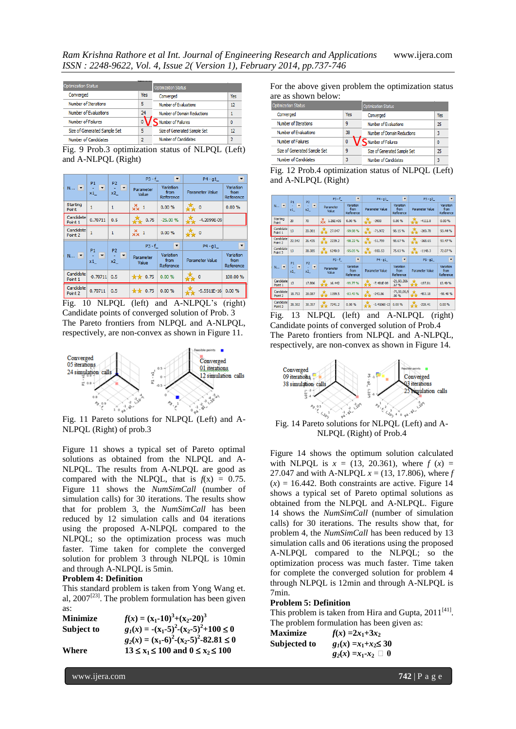| Optimization Status | |
|---|---|
| Converged | Yes |
| Number of Iterations | 5 |
| Number of Evaluations | 24 |
| Number of Failures | 0 |
| Size of Generated Sample Set | 5 |
| Number of Candidates | 2 |

VS

| Optimization Status | |
|---|---|
| Converged | Yes |
| Number of Evaluations | 12 |
| Number of Domain Reductions | 1 |
| Number of Failures | 0 |
| Size of Generated Sample Set | 12 |
| Number of Candidates | 2 |

Fig. 9 Prob.3 optimization status of NLPQL (Left) and A-NLPQL (Right)

| N... | P1 - x1_ | P2 - x2_ | P3 - f_ Parameter Value | P3 - f_ Variation from Reference | P4 - g1_ Parameter Value | P4 - g1_ Variation from Reference |
|---|---|---|---|---|---|---|
| Starting Point | 1 | 1 | 1 | 0.00 % | 0 | 0.00 % |
| Candidate Point 1 | 0.70711 | 0.5 | 0.75 | -25.00 % | -4.2099E-09 | |
| Candidate Point 2 | 1 | 1 | 1 | 0.00 % | 0 | |

| N... | P1 - x1_ | P2 - x2_ | P3 - f_ Parameter Value | P3 - f_ Variation from Reference | P4 - g1_ Parameter Value | P4 - g1_ Variation from Reference |
|---|---|---|---|---|---|---|
| Candidate Point 1 | -0.70711 | 0.5 | 0.75 | 0.00 % | 0 | 100.00 % |
| Candidate Point 2 | 0.70711 | 0.5 | 0.75 | 0.00 % | -5.5511E-16 | 0.00 % |

Fig. 10 NLPQL (left) and A-NLPQL's (right) Candidate points of converged solution of Prob. 3

The Pareto frontiers from NLPQL and A-NLPQL, respectively, are non-convex as shown in Figure 11.

Converged 05 iterations 24 simulation calls

Converged 01 iterations 12 simulation calls

Fig. 11 Pareto solutions for NLPQL (Left) and A-NLPQL (Right) of prob.3

Figure 11 shows a typical set of Pareto optimal solutions as obtained from the NLPQL and A-NLPQL. The results from A-NLPQL are good as compared with the NLPQL, that is $f(x) = 0.75$. Figure 11 shows the *NumSimCall* (number of simulation calls) for 30 iterations. The results show that for problem 3, the *NumSimCall* has been reduced by 12 simulation calls and 04 iterations using the proposed A-NLPQL compared to the NLPQL; so the optimization process was much faster. Time taken for complete the converged solution for problem 3 through NLPQL is 10min and through A-NLPQL is 5min.

**Problem 4: Definition**

This standard problem is taken from Yong Wang et. al, 2007[23]. The problem formulation has been given as:

**Minimize** $f(x) = (x_1-10)^3+(x_2-20)^3$

**Subject to** $g_1(x) = -(x_1-5)^2-(x_2-5)^2+100 \le 0$

$g_2(x) = (x_1-6)^2-(x_2-5)^2-82.81 \le 0$

**Where** $13 \le x_1 \le 100$ and $0 \le x_2 \le 100$

For the above given problem the optimization status are as shown below:

| Optimization Status | |
|---|---|
| Converged | Yes |
| Number of Iterations | 9 |
| Number of Evaluations | 38 |
| Number of Failures | 0 |
| Size of Generated Sample Set | 9 |
| Number of Candidates | 3 |

VS

| Optimization Status | |
|---|---|
| Converged | Yes |
| Number of Evaluations | 25 |
| Number of Domain Reductions | 3 |
| Number of Failures | 0 |
| Size of Generated Sample Set | 25 |
| Number of Candidates | 3 |

Fig. 12 Prob.4 optimization status of NLPQL (Left) and A-NLPQL (Right)

| N... | P1 - x1_ | P2 - x2_ | P3 - f_ Parameter Value | P3 - f_ Variation from Reference | P4 - g1_ Parameter Value | P4 - g1_ Variation from Reference | P5 - g2_ Parameter Value | P5 - g2_ Variation from Reference |
|---|---|---|---|---|---|---|---|---|
| Starting Point | 20 | 70 | 1.26E+05 | 0.00 % | -3900 | 0.00 % | -4111.8 | 0.00 % |
| Candidate Point 1 | 13 | 20.361 | 27.047 | -99.98 % | -71.972 | 98.15 % | -269.78 | 93.44 % |
| Candidate Point 2 | 22.542 | 26.435 | 2239.2 | -98.22 % | -51.759 | 98.67 % | -268.65 | 93.47 % |
| Candidate Point 3 | 13 | 38.385 | 6240.9 | -95.05 % | -930.53 | 75.63 % | -1148.3 | 72.07 % |

| N... | P1 - x1_ | P2 - x2_ | P3 - f_ Parameter Value | P3 - f_ Variation from Reference | P4 - g1_ Parameter Value | P4 - g1_ Variation from Reference | P5 - g2_ Parameter Value | P5 - g2_ Variation from Reference |
|---|---|---|---|---|---|---|---|---|
| Candidate Point 1 | 13 | 17.806 | 16.442 | -99.77 % | -7.481E-09 | -21,93,366.67 % | -197.81 | 13.40 % |
| Candidate Point 2 | 18.753 | 28.087 | 1199.5 | -83.43 % | -243.86 | -71,50,05,900 % | -453.18 | -98.40 % |
| Candidate Point 3 | 28.302 | 30.357 | 7241.2 | 0.00 % | -3.4106E-13 | 0.00 % | -228.41 | 0.00 % |

Fig. 13 NLPQL (left) and A-NLPQL (right) Candidate points of converged solution of Prob.4

The Pareto frontiers from NLPQL and A-NLPQL, respectively, are non-convex as shown in Figure 14.

Converged 09 iterations 38 simulation calls

Converged 03 iterations 25 simulation calls

Fig. 14 Pareto solutions for NLPQL (Left) and A-NLPQL (Right) of Prob.4

Figure 14 shows the optimum solution calculated with NLPQL is $x = (13, 20.361)$, where $f(x) = 27.047$ and with A-NLPQL $x = (13, 17.806)$, where $f(x) = 16.442$. Both constraints are active. Figure 14 shows a typical set of Pareto optimal solutions as obtained from the NLPQL and A-NLPQL. Figure 14 shows the *NumSimCall* (number of simulation calls) for 30 iterations. The results show that, for problem 4, the *NumSimCall* has been reduced by 13 simulation calls and 06 iterations using the proposed A-NLPQL compared to the NLPQL; so the optimization process was much faster. Time taken for complete the converged solution for problem 4 through NLPQL is 12min and through A-NLPQL is 7min.

**Problem 5: Definition**

This problem is taken from Hira and Gupta, 2011[41]. The problem formulation has been given as:

**Maximize** $f(x) = 2x_1+3x_2$

**Subjected to** $g_1(x) = x_1+x_2 \le 30$

$g_2(x) = x_1-x_2 \geq 0$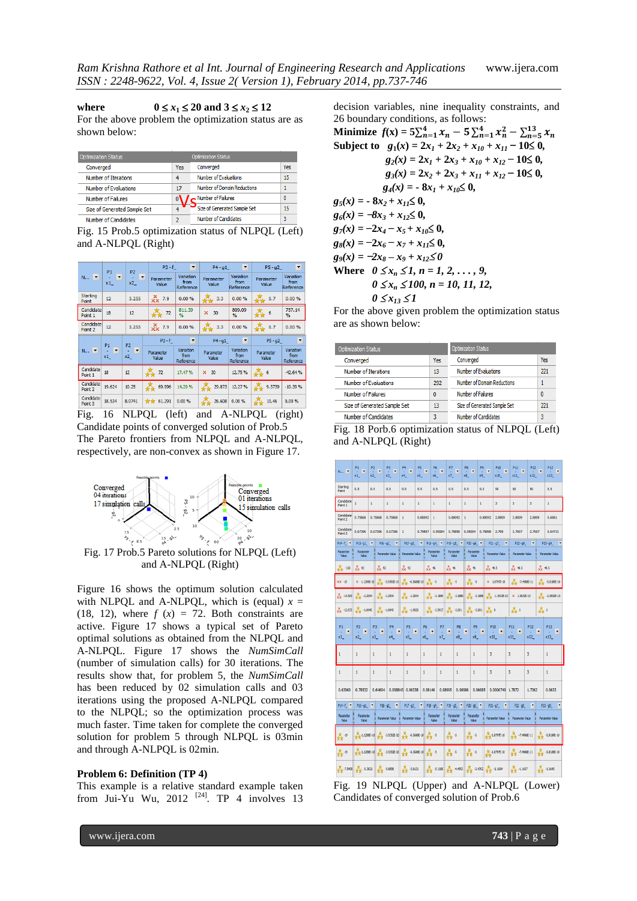**where** $0 \leq x_1 \leq 20$ **and** $3 \leq x_2 \leq 12$

For the above problem the optimization status are as shown below:

| Optimization Status | | Optimization Status | |
|---|---|---|---|
| Converged | Yes | Converged | Yes |
| Number of Iterations | 4 | Number of Evaluations | 15 |
| Number of Evaluations | 17 | Number of Domain Reductions | 1 |
| Number of Failures | 0 | Number of Failures | 0 |
| Size of Generated Sample Set | 4 | Size of Generated Sample Set | 15 |
| Number of Candidates | 2 | Number of Candidates | 3 |

Fig. 15 Prob.5 optimization status of NLPQL (Left) and A-NLPQL (Right)

| N... | P1 x1_ | P2 x2_ | P3 - f_ Parameter Value | P3 - f_ Variation from Reference | P4 - g1_ Parameter Value | P4 - g1_ Variation from Reference | P5 - g2_ Parameter Value | P5 - g2_ Variation from Reference |
|---|---|---|---|---|---|---|---|---|
| Starting Point | 12 | 5.255 | 7.9 | 0.00 % | 3.3 | 0.00 % | 0.7 | 0.00 % |
| Candidate Point 1 | 18 | 12 | 72 | 811.39 % | 30 | 809.09 % | 6 | 757.14 % |
| Candidate Point 2 | 12 | 5.255 | 7.9 | 0.00 % | 3.3 | 0.00 % | 0.7 | 0.00 % |

| N... | P1 x1_ | P2 x2_ | P3 - f_ Parameter Value | P3 - f_ Variation from Reference | P4 - g1_ Parameter Value | P4 - g1_ Variation from Reference | P5 - g2_ Parameter Value | P5 - g2_ Variation from Reference |
|---|---|---|---|---|---|---|---|---|
| Candidate Point 1 | 18 | 12 | 72 | 17.47 % | 30 | 12.75 % | 6 | -42.64 % |
| Candidate Point 2 | 19.624 | 10.25 | 69.996 | 14.20 % | 29.873 | 12.27 % | 9.3739 | -10.39 % |
| Candidate Point 3 | 18.534 | 8.0741 | 61.291 | 0.00 % | 26.608 | 0.00 % | 10.46 | 0.00 % |

Fig. 16 NLPQL (left) and A-NLPQL (right) Candidate points of converged solution of Prob.5

The Pareto frontiers from NLPQL and A-NLPQL, respectively, are non-convex as shown in Figure 17.

Fig. 17 Prob.5 Pareto solutions for NLPQL (Left) and A-NLPQL (Right)

Figure 16 shows the optimum solution calculated with NLPQL and A-NLPQL, which is (equal) $x$ = (18, 12), where $f\ (x)$ = 72. Both constraints are active. Figure 17 shows a typical set of Pareto optimal solutions as obtained from the NLPQL and A-NLPQL. Figure 17 shows the *NumSimCall* (number of simulation calls) for 30 iterations. The results show that, for problem 5, the *NumSimCall* has been reduced by 02 simulation calls and 03 iterations using the proposed A-NLPQL compared to the NLPQL; so the optimization process was much faster. Time taken for complete the converged solution for problem 5 through NLPQL is 03min and through A-NLPQL is 02min.

**Problem 6: Definition (TP 4)**

This example is a relative standard example taken from Jui-Yu Wu, 2012 [24]. TP 4 involves 13 decision variables, nine inequality constraints, and 26 boundary conditions, as follows:

**Minimize** $f(x) = 5\sum_{n=1}^{4} x_n - 5\sum_{n=1}^{4} x_n^2 - \sum_{n=5}^{13} x_n$

**Subject to** $g_1(x) = 2x_1 + 2x_2 + x_{10} + x_{11} - 10 \leq 0,$

$g_2(x) = 2x_1 + 2x_3 + x_{10} + x_{12} - 10 \leq 0,$

$g_3(x) = 2x_2 + 2x_3 + x_{11} + x_{12} - 10 \leq 0,$

$g_4(x) = -8x_1 + x_{10} \leq 0,$

$g_5(x) = -8x_2 + x_{11} \leq 0,$

$g_6(x) = -8x_3 + x_{12} \leq 0,$

$g_7(x) = -2x_4 - x_5 + x_{10} \leq 0,$

$g_8(x) = -2x_6 - x_7 + x_{11} \leq 0,$

$g_9(x) = -2x_8 - x_9 + x_{12} \leq 0$

**Where** $0 \leq x_n \leq 1, n = 1, 2, \ldots, 9,$

$0 \leq x_n \leq 100, n = 10, 11, 12,$

$0 \leq x_{13} \leq 1$

For the above given problem the optimization status are as shown below:

| Optimization Status | | Optimization Status | |
|---|---|---|---|
| Converged | Yes | Converged | Yes |
| Number of Iterations | 13 | Number of Evaluations | 221 |
| Number of Evaluations | 292 | Number of Domain Reductions | 1 |
| Number of Failures | 0 | Number of Failures | 0 |
| Size of Generated Sample Set | 13 | Size of Generated Sample Set | 221 |
| Number of Candidates | 3 | Number of Candidates | 3 |

Fig. 18 Porb.6 optimization status of NLPQL (Left) and A-NLPQL (Right)

| N... | P1 x1_ | P2 x2_ | P3 x3_ | P4 x4_ | P5 x5_ | P6 x6_ | P7 x7_ | P8 x8_ | P9 x9_ | P10 x10_ | P11 x11_ | P12 x12_ | P13 x13_ |
|---|---|---|---|---|---|---|---|---|---|---|---|---|---|
| Starting Point | 0.5 | 0.5 | 0.5 | 0.5 | 0.5 | 0.5 | 0.5 | 0.5 | 0.5 | 50 | 50 | 50 | 0.5 |
| Candidate Point 1 | 1 | 1 | 1 | 1 | 1 | 1 | 1 | 1 | 1 | 3 | 3 | 3 | 1 |
| Candidate Point 2 | 0.75868 | 0.75868 | 0.75868 | 1 | 0.88092 | 1 | 0.88092 | 1 | 0.88092 | 2.8809 | 2.8809 | 2.8809 | 0.6681 |
| Candidate Point 3 | 0.67396 | 0.67396 | 0.67396 | 1 | 0.79897 | 0.99584 | 0.79898 | 0.99584 | 0.79898 | 2.799 | 2.7007 | 2.7007 | 0.64713 |

Fig. 19 NLPQL (Upper) and A-NLPQL (Lower) Candidates of converged solution of Prob.6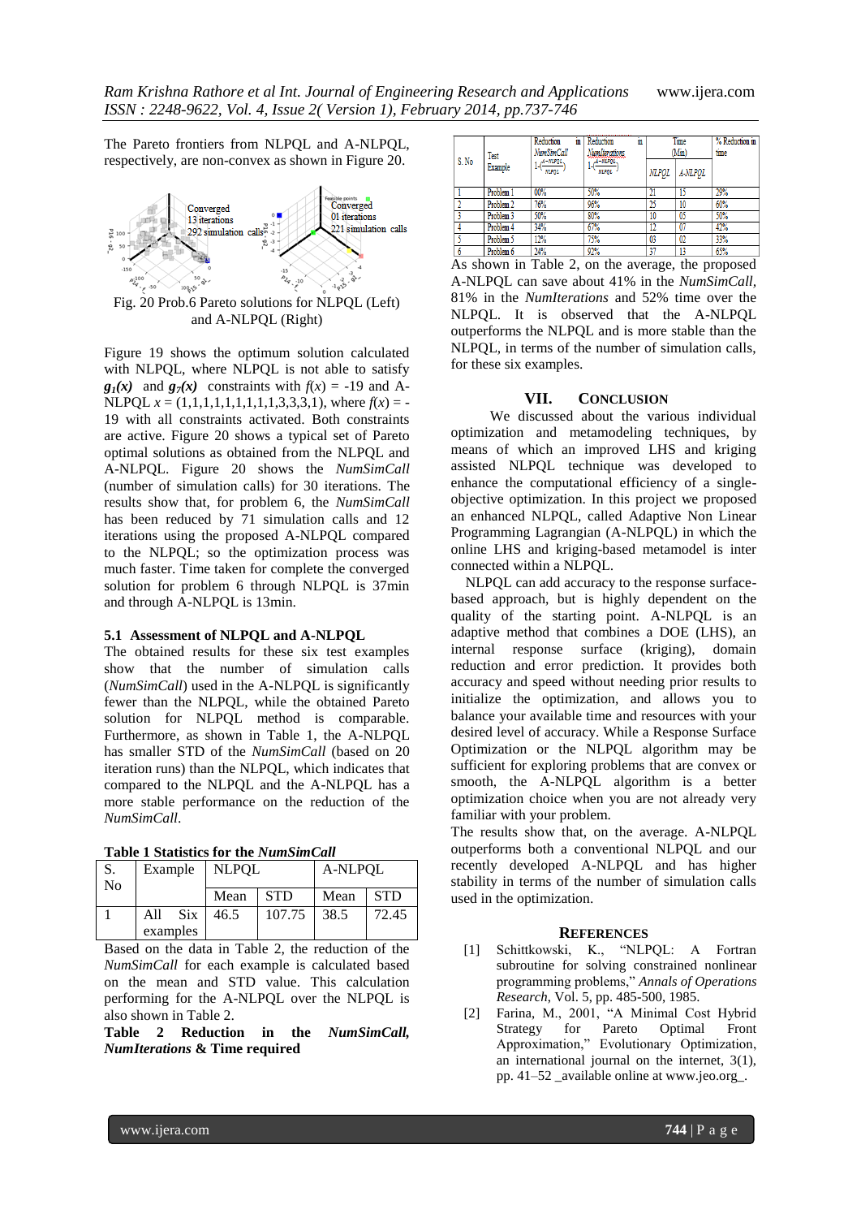The Pareto frontiers from NLPQL and A-NLPQL, respectively, are non-convex as shown in Figure 20.

Fig. 20 Prob.6 Pareto solutions for NLPQL (Left) and A-NLPQL (Right)

Figure 19 shows the optimum solution calculated with NLPQL, where NLPQL is not able to satisfy $g_1(x)$ and $g_7(x)$ constraints with $f(x)$ = -19 and A-NLPQL $x$ = (1,1,1,1,1,1,1,1,1,3,3,3,1), where $f(x)$ = -19 with all constraints activated. Both constraints are active. Figure 20 shows a typical set of Pareto optimal solutions as obtained from the NLPQL and A-NLPQL. Figure 20 shows the *NumSimCall* (number of simulation calls) for 30 iterations. The results show that, for problem 6, the *NumSimCall* has been reduced by 71 simulation calls and 12 iterations using the proposed A-NLPQL compared to the NLPQL; so the optimization process was much faster. Time taken for complete the converged solution for problem 6 through NLPQL is 37min and through A-NLPQL is 13min.

### 5.1 Assessment of NLPQL and A-NLPQL

The obtained results for these six test examples show that the number of simulation calls (*NumSimCall*) used in the A-NLPQL is significantly fewer than the NLPQL, while the obtained Pareto solution for NLPQL method is comparable. Furthermore, as shown in Table 1, the A-NLPQL has smaller STD of the *NumSimCall* (based on 20 iteration runs) than the NLPQL, which indicates that compared to the NLPQL and the A-NLPQL has a more stable performance on the reduction of the *NumSimCall*.

**Table 1 Statistics for the *NumSimCall***

| S. No | Example | NLPQL | | A-NLPQL | |
|---|---|---|---|---|---|
| | | Mean | STD | Mean | STD |
| 1 | All Six examples | 46.5 | 107.75 | 38.5 | 72.45 |

Based on the data in Table 2, the reduction of the *NumSimCall* for each example is calculated based on the mean and STD value. This calculation performing for the A-NLPQL over the NLPQL is also shown in Table 2.

**Table 2 Reduction in the *NumSimCall, NumIterations* & Time required**

| S. No | Test Example | Reduction in *NumSimCall* $1-\left(\frac{A-NLPQL}{NLPQL}\right)$ | Reduction in *NumIterations* $1-\left(\frac{A-NLPQL}{NLPQL}\right)$ | Time (Min) | | % Reduction in time |
|---|---|---|---|---|---|---|
| | | | | *NLPQL* | *A-NLPQL* | |
| 1 | Problem 1 | 00% | 50% | 21 | 15 | 29% |
| 2 | Problem 2 | 76% | 96% | 25 | 10 | 60% |
| 3 | Problem 3 | 50% | 80% | 10 | 05 | 50% |
| 4 | Problem 4 | 34% | 67% | 12 | 07 | 42% |
| 5 | Problem 5 | 12% | 75% | 03 | 02 | 33% |
| 6 | Problem 6 | 24% | 92% | 37 | 13 | 65% |

As shown in Table 2, on the average, the proposed A-NLPQL can save about 41% in the *NumSimCall*, 81% in the *NumIterations* and 52% time over the NLPQL. It is observed that the A-NLPQL outperforms the NLPQL and is more stable than the NLPQL, in terms of the number of simulation calls, for these six examples.

## VII. Conclusion

We discussed about the various individual optimization and metamodeling techniques, by means of which an improved LHS and kriging assisted NLPQL technique was developed to enhance the computational efficiency of a single-objective optimization. In this project we proposed an enhanced NLPQL, called Adaptive Non Linear Programming Lagrangian (A-NLPQL) in which the online LHS and kriging-based metamodel is inter connected within a NLPQL.

NLPQL can add accuracy to the response surface-based approach, but is highly dependent on the quality of the starting point. A-NLPQL is an adaptive method that combines a DOE (LHS), an internal response surface (kriging), domain reduction and error prediction. It provides both accuracy and speed without needing prior results to initialize the optimization, and allows you to balance your available time and resources with your desired level of accuracy. While a Response Surface Optimization or the NLPQL algorithm may be sufficient for exploring problems that are convex or smooth, the A-NLPQL algorithm is a better optimization choice when you are not already very familiar with your problem.

The results show that, on the average. A-NLPQL outperforms both a conventional NLPQL and our recently developed A-NLPQL and has higher stability in terms of the number of simulation calls used in the optimization.

## References

[1] Schittkowski, K., "NLPQL: A Fortran subroutine for solving constrained nonlinear programming problems," *Annals of Operations Research*, Vol. 5, pp. 485-500, 1985.

[2] Farina, M., 2001, "A Minimal Cost Hybrid Strategy for Pareto Optimal Front Approximation," Evolutionary Optimization, an international journal on the internet, 3(1), pp. 41–52 _available online at www.jeo.org_.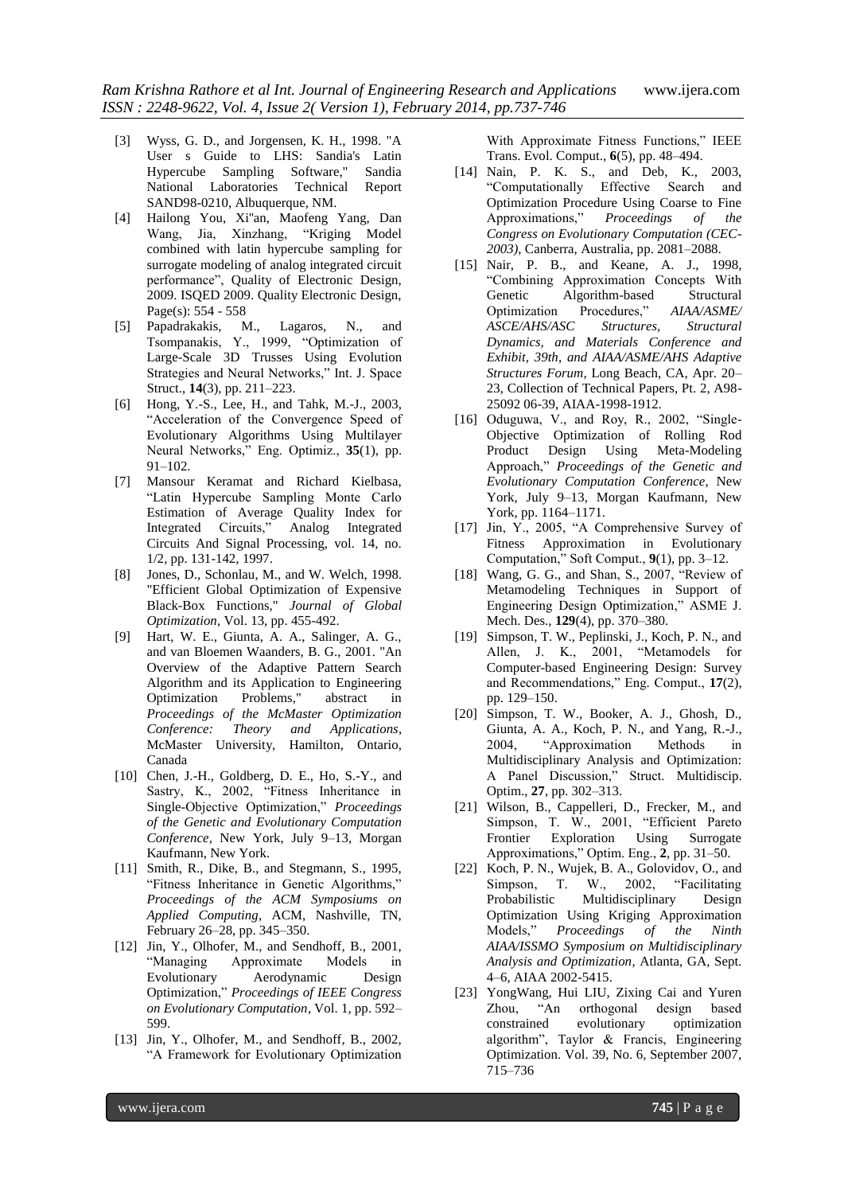[3] Wyss, G. D., and Jorgensen, K. H., 1998. "A User s Guide to LHS: Sandia's Latin Hypercube Sampling Software," Sandia National Laboratories Technical Report SAND98-0210, Albuquerque, NM.

[4] Hailong You, Xi"an, Maofeng Yang, Dan Wang, Jia, Xinzhang, "Kriging Model combined with latin hypercube sampling for surrogate modeling of analog integrated circuit performance", Quality of Electronic Design, 2009. ISQED 2009. Quality Electronic Design, Page(s): 554 - 558

[5] Papadrakakis, M., Lagaros, N., and Tsompanakis, Y., 1999, "Optimization of Large-Scale 3D Trusses Using Evolution Strategies and Neural Networks," Int. J. Space Struct., **14**(3), pp. 211–223.

[6] Hong, Y.-S., Lee, H., and Tahk, M.-J., 2003, "Acceleration of the Convergence Speed of Evolutionary Algorithms Using Multilayer Neural Networks," Eng. Optimiz., **35**(1), pp. 91–102.

[7] Mansour Keramat and Richard Kielbasa, "Latin Hypercube Sampling Monte Carlo Estimation of Average Quality Index for Integrated Circuits," Analog Integrated Circuits And Signal Processing, vol. 14, no. 1/2, pp. 131-142, 1997.

[8] Jones, D., Schonlau, M., and W. Welch, 1998. "Efficient Global Optimization of Expensive Black-Box Functions," *Journal of Global Optimization*, Vol. 13, pp. 455-492.

[9] Hart, W. E., Giunta, A. A., Salinger, A. G., and van Bloemen Waanders, B. G., 2001. "An Overview of the Adaptive Pattern Search Algorithm and its Application to Engineering Optimization Problems," abstract in *Proceedings of the McMaster Optimization Conference: Theory and Applications*, McMaster University, Hamilton, Ontario, Canada

[10] Chen, J.-H., Goldberg, D. E., Ho, S.-Y., and Sastry, K., 2002, "Fitness Inheritance in Single-Objective Optimization," *Proceedings of the Genetic and Evolutionary Computation Conference*, New York, July 9–13, Morgan Kaufmann, New York.

[11] Smith, R., Dike, B., and Stegmann, S., 1995, "Fitness Inheritance in Genetic Algorithms," *Proceedings of the ACM Symposiums on Applied Computing*, ACM, Nashville, TN, February 26–28, pp. 345–350.

[12] Jin, Y., Olhofer, M., and Sendhoff, B., 2001, "Managing Approximate Models in Evolutionary Aerodynamic Design Optimization," *Proceedings of IEEE Congress on Evolutionary Computation*, Vol. 1, pp. 592–599.

[13] Jin, Y., Olhofer, M., and Sendhoff, B., 2002, "A Framework for Evolutionary Optimization With Approximate Fitness Functions," IEEE Trans. Evol. Comput., **6**(5), pp. 48–494.

[14] Nain, P. K. S., and Deb, K., 2003, "Computationally Effective Search and Optimization Procedure Using Coarse to Fine Approximations," *Proceedings of the Congress on Evolutionary Computation (CEC-2003)*, Canberra, Australia, pp. 2081–2088.

[15] Nair, P. B., and Keane, A. J., 1998, "Combining Approximation Concepts With Genetic Algorithm-based Structural Optimization Procedures," *AIAA/ASME/ASCE/AHS/ASC Structures, Structural Dynamics, and Materials Conference and Exhibit, 39th, and AIAA/ASME/AHS Adaptive Structures Forum*, Long Beach, CA, Apr. 20–23, Collection of Technical Papers, Pt. 2, A98-25092 06-39, AIAA-1998-1912.

[16] Oduguwa, V., and Roy, R., 2002, "Single-Objective Optimization of Rolling Rod Product Design Using Meta-Modeling Approach," *Proceedings of the Genetic and Evolutionary Computation Conference*, New York, July 9–13, Morgan Kaufmann, New York, pp. 1164–1171.

[17] Jin, Y., 2005, "A Comprehensive Survey of Fitness Approximation in Evolutionary Computation," Soft Comput., **9**(1), pp. 3–12.

[18] Wang, G. G., and Shan, S., 2007, "Review of Metamodeling Techniques in Support of Engineering Design Optimization," ASME J. Mech. Des., **129**(4), pp. 370–380.

[19] Simpson, T. W., Peplinski, J., Koch, P. N., and Allen, J. K., 2001, "Metamodels for Computer-based Engineering Design: Survey and Recommendations," Eng. Comput., **17**(2), pp. 129–150.

[20] Simpson, T. W., Booker, A. J., Ghosh, D., Giunta, A. A., Koch, P. N., and Yang, R.-J., 2004, "Approximation Methods in Multidisciplinary Analysis and Optimization: A Panel Discussion," Struct. Multidiscip. Optim., **27**, pp. 302–313.

[21] Wilson, B., Cappelleri, D., Frecker, M., and Simpson, T. W., 2001, "Efficient Pareto Frontier Exploration Using Surrogate Approximations," Optim. Eng., **2**, pp. 31–50.

[22] Koch, P. N., Wujek, B. A., Golovidov, O., and Simpson, T. W., 2002, "Facilitating Probabilistic Multidisciplinary Design Optimization Using Kriging Approximation Models," *Proceedings of the Ninth AIAA/ISSMO Symposium on Multidisciplinary Analysis and Optimization*, Atlanta, GA, Sept. 4–6, AIAA 2002-5415.

[23] YongWang, Hui LIU, Zixing Cai and Yuren Zhou, "An orthogonal design based constrained evolutionary optimization algorithm", Taylor & Francis, Engineering Optimization. Vol. 39, No. 6, September 2007, 715–736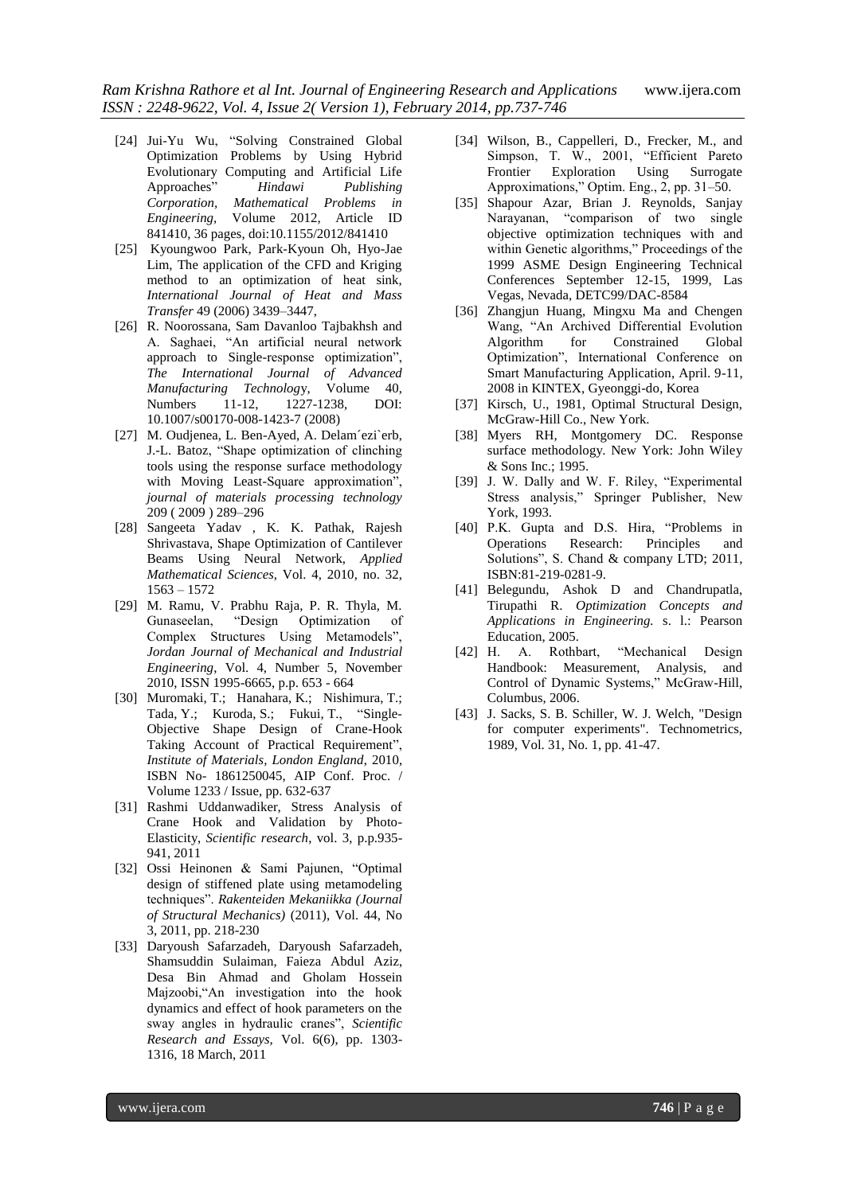[24] Jui-Yu Wu, "Solving Constrained Global Optimization Problems by Using Hybrid Evolutionary Computing and Artificial Life Approaches" *Hindawi Publishing Corporation, Mathematical Problems in Engineering*, Volume 2012, Article ID 841410, 36 pages, doi:10.1155/2012/841410

[25] Kyoungwoo Park, Park-Kyoun Oh, Hyo-Jae Lim, The application of the CFD and Kriging method to an optimization of heat sink, *International Journal of Heat and Mass Transfer* 49 (2006) 3439–3447,

[26] R. Noorossana, Sam Davanloo Tajbakhsh and A. Saghaei, "An artificial neural network approach to Single-response optimization", *The International Journal of Advanced Manufacturing Technology*, Volume 40, Numbers 11-12, 1227-1238, DOI: 10.1007/s00170-008-1423-7 (2008)

[27] M. Oudjenea, L. Ben-Ayed, A. Delam´ezi`erb, J.-L. Batoz, "Shape optimization of clinching tools using the response surface methodology with Moving Least-Square approximation", *journal of materials processing technology* 209 ( 2009 ) 289–296

[28] Sangeeta Yadav , K. K. Pathak, Rajesh Shrivastava, Shape Optimization of Cantilever Beams Using Neural Network, *Applied Mathematical Sciences*, Vol. 4, 2010, no. 32, 1563 – 1572

[29] M. Ramu, V. Prabhu Raja, P. R. Thyla, M. Gunaseelan, "Design Optimization of Complex Structures Using Metamodels", *Jordan Journal of Mechanical and Industrial Engineering*, Vol. 4, Number 5, November 2010, ISSN 1995-6665, p.p. 653 - 664

[30] Muromaki, T.; Hanahara, K.; Nishimura, T.; Tada, Y.; Kuroda, S.; Fukui, T., "Single-Objective Shape Design of Crane-Hook Taking Account of Practical Requirement", *Institute of Materials, London England*, 2010, ISBN No- 1861250045, AIP Conf. Proc. / Volume 1233 / Issue, pp. 632-637

[31] Rashmi Uddanwadiker, Stress Analysis of Crane Hook and Validation by Photo-Elasticity, *Scientific research*, vol. 3, p.p.935-941, 2011

[32] Ossi Heinonen & Sami Pajunen, "Optimal design of stiffened plate using metamodeling techniques". *Rakenteiden Mekaniikka (Journal of Structural Mechanics)* (2011), Vol. 44, No 3, 2011, pp. 218-230

[33] Daryoush Safarzadeh, Daryoush Safarzadeh, Shamsuddin Sulaiman, Faieza Abdul Aziz, Desa Bin Ahmad and Gholam Hossein Majzoobi,"An investigation into the hook dynamics and effect of hook parameters on the sway angles in hydraulic cranes", *Scientific Research and Essays*, Vol. 6(6), pp. 1303-1316, 18 March, 2011

[34] Wilson, B., Cappelleri, D., Frecker, M., and Simpson, T. W., 2001, "Efficient Pareto Frontier Exploration Using Surrogate Approximations," Optim. Eng., 2, pp. 31–50.

[35] Shapour Azar, Brian J. Reynolds, Sanjay Narayanan, "comparison of two single objective optimization techniques with and within Genetic algorithms," Proceedings of the 1999 ASME Design Engineering Technical Conferences September 12-15, 1999, Las Vegas, Nevada, DETC99/DAC-8584

[36] Zhangjun Huang, Mingxu Ma and Chengen Wang, "An Archived Differential Evolution Algorithm for Constrained Global Optimization", International Conference on Smart Manufacturing Application, April. 9-11, 2008 in KINTEX, Gyeonggi-do, Korea

[37] Kirsch, U., 1981, Optimal Structural Design, McGraw-Hill Co., New York.

[38] Myers RH, Montgomery DC. Response surface methodology. New York: John Wiley & Sons Inc.; 1995.

[39] J. W. Dally and W. F. Riley, "Experimental Stress analysis," Springer Publisher, New York, 1993.

[40] P.K. Gupta and D.S. Hira, "Problems in Operations Research: Principles and Solutions", S. Chand & company LTD; 2011, ISBN:81-219-0281-9.

[41] Belegundu, Ashok D and Chandrupatla, Tirupathi R. *Optimization Concepts and Applications in Engineering.* s. l.: Pearson Education, 2005.

[42] H. A. Rothbart, "Mechanical Design Handbook: Measurement, Analysis, and Control of Dynamic Systems," McGraw-Hill, Columbus, 2006.

[43] J. Sacks, S. B. Schiller, W. J. Welch, "Design for computer experiments". Technometrics, 1989, Vol. 31, No. 1, pp. 41-47.